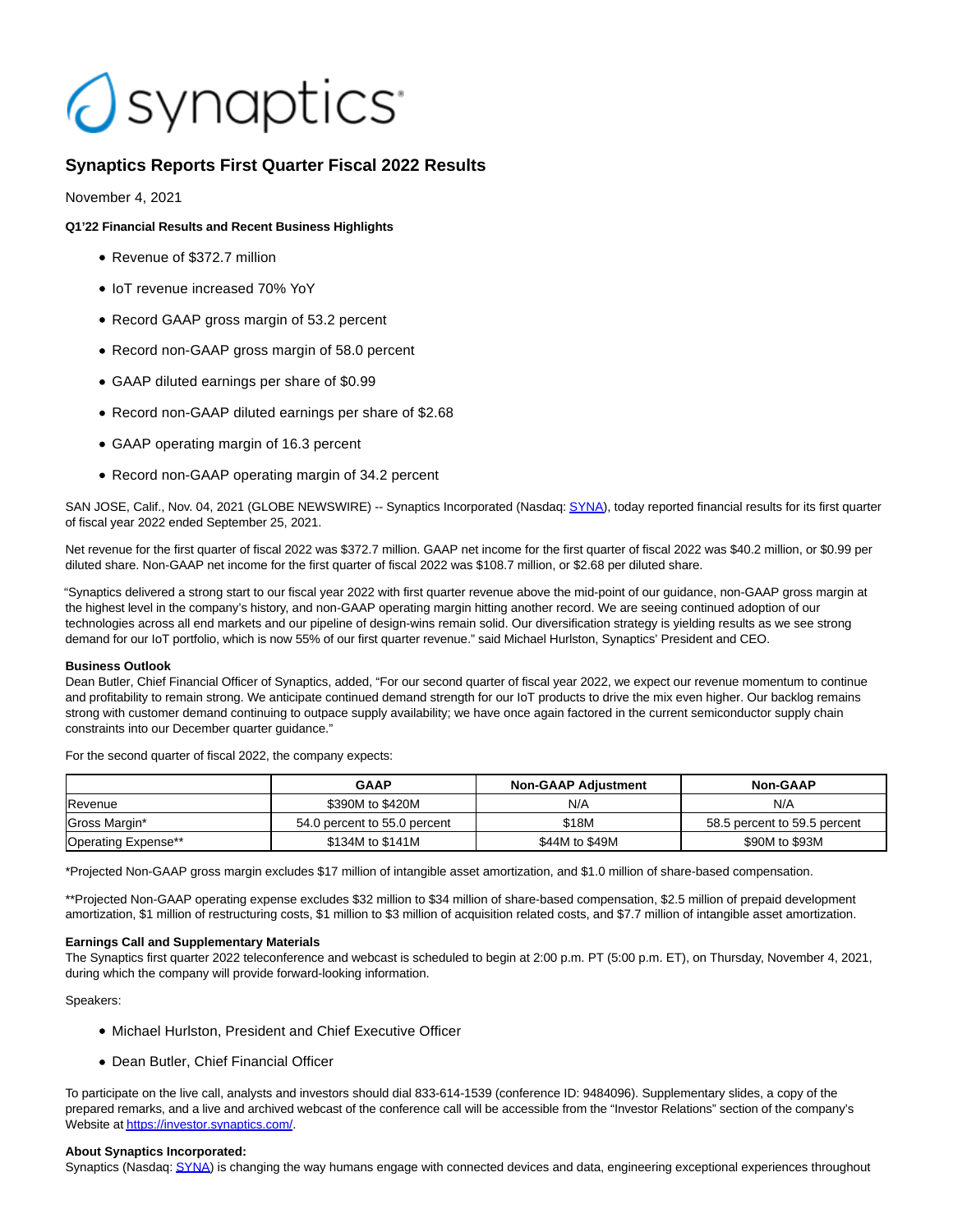synaptics

# Synaptics Reports First Quarter Fiscal 2022 Results

November 4, 2021

**Q1'22 Financial Results and Recent Business Highlights**

- Revenue of $372.7 million
- IoT revenue increased 70% YoY
- Record GAAP gross margin of 53.2 percent
- Record non-GAAP gross margin of 58.0 percent
- GAAP diluted earnings per share of $0.99
- Record non-GAAP diluted earnings per share of $2.68
- GAAP operating margin of 16.3 percent
- Record non-GAAP operating margin of 34.2 percent

SAN JOSE, Calif., Nov. 04, 2021 (GLOBE NEWSWIRE) -- Synaptics Incorporated (Nasdaq: SYNA), today reported financial results for its first quarter of fiscal year 2022 ended September 25, 2021.

Net revenue for the first quarter of fiscal 2022 was $372.7 million. GAAP net income for the first quarter of fiscal 2022 was $40.2 million, or $0.99 per diluted share. Non-GAAP net income for the first quarter of fiscal 2022 was $108.7 million, or $2.68 per diluted share.

"Synaptics delivered a strong start to our fiscal year 2022 with first quarter revenue above the mid-point of our guidance, non-GAAP gross margin at the highest level in the company's history, and non-GAAP operating margin hitting another record. We are seeing continued adoption of our technologies across all end markets and our pipeline of design-wins remain solid. Our diversification strategy is yielding results as we see strong demand for our IoT portfolio, which is now 55% of our first quarter revenue." said Michael Hurlston, Synaptics' President and CEO.

**Business Outlook**
Dean Butler, Chief Financial Officer of Synaptics, added, "For our second quarter of fiscal year 2022, we expect our revenue momentum to continue and profitability to remain strong. We anticipate continued demand strength for our IoT products to drive the mix even higher. Our backlog remains strong with customer demand continuing to outpace supply availability; we have once again factored in the current semiconductor supply chain constraints into our December quarter guidance."

For the second quarter of fiscal 2022, the company expects:

| | GAAP | Non-GAAP Adjustment | Non-GAAP |
|---|---|---|---|
| Revenue | $390M to $420M | N/A | N/A |
| Gross Margin* | 54.0 percent to 55.0 percent | $18M | 58.5 percent to 59.5 percent |
| Operating Expense** | $134M to $141M | $44M to $49M | $90M to $93M |

*Projected Non-GAAP gross margin excludes $17 million of intangible asset amortization, and $1.0 million of share-based compensation.

**Projected Non-GAAP operating expense excludes $32 million to $34 million of share-based compensation, $2.5 million of prepaid development amortization, $1 million of restructuring costs, $1 million to $3 million of acquisition related costs, and $7.7 million of intangible asset amortization.

**Earnings Call and Supplementary Materials**
The Synaptics first quarter 2022 teleconference and webcast is scheduled to begin at 2:00 p.m. PT (5:00 p.m. ET), on Thursday, November 4, 2021, during which the company will provide forward-looking information.

Speakers:

- Michael Hurlston, President and Chief Executive Officer
- Dean Butler, Chief Financial Officer

To participate on the live call, analysts and investors should dial 833-614-1539 (conference ID: 9484096). Supplementary slides, a copy of the prepared remarks, and a live and archived webcast of the conference call will be accessible from the "Investor Relations" section of the company's Website at https://investor.synaptics.com/.

**About Synaptics Incorporated:**
Synaptics (Nasdaq: SYNA) is changing the way humans engage with connected devices and data, engineering exceptional experiences throughout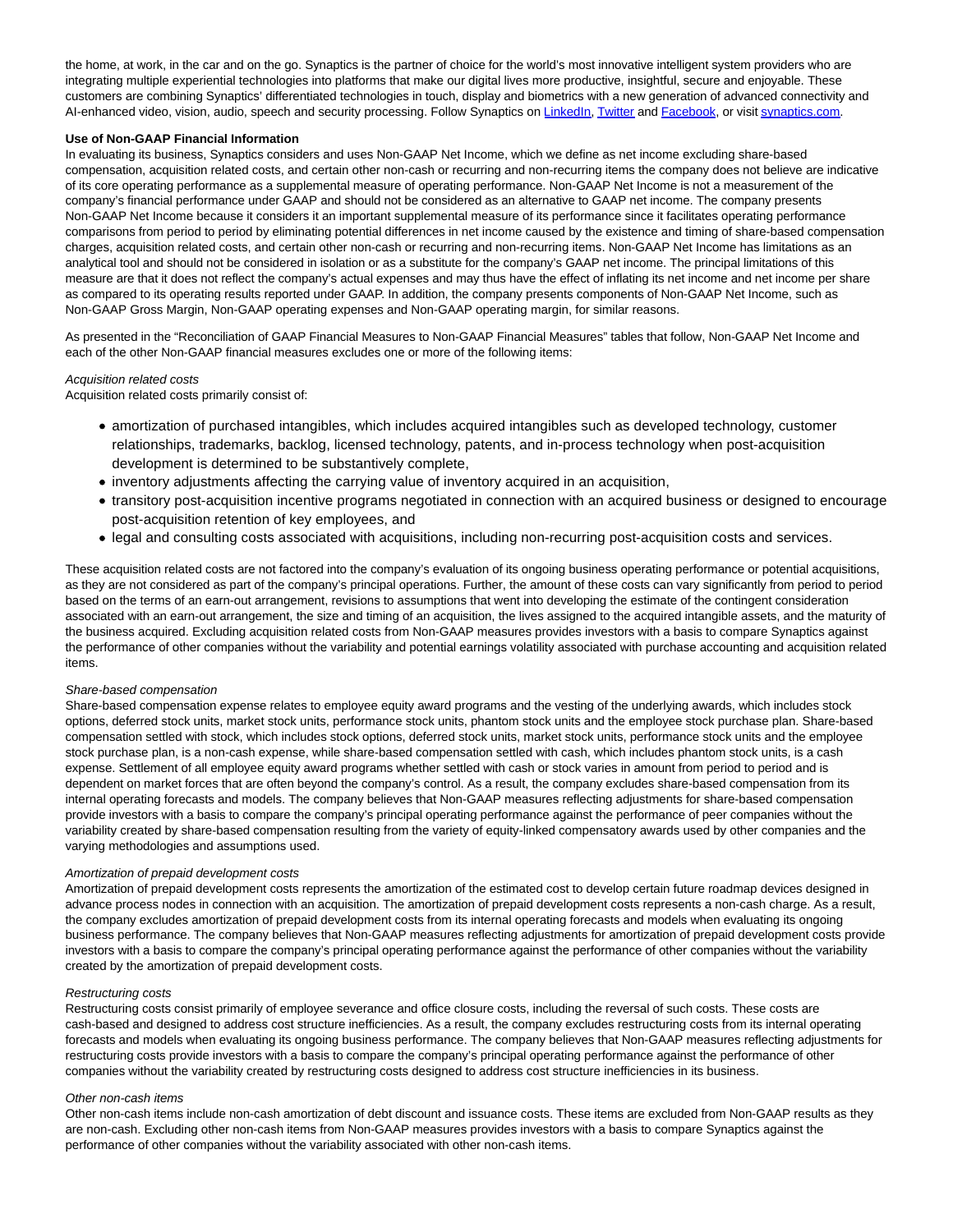the home, at work, in the car and on the go. Synaptics is the partner of choice for the world's most innovative intelligent system providers who are integrating multiple experiential technologies into platforms that make our digital lives more productive, insightful, secure and enjoyable. These customers are combining Synaptics' differentiated technologies in touch, display and biometrics with a new generation of advanced connectivity and AI-enhanced video, vision, audio, speech and security processing. Follow Synaptics on [LinkedIn](), [Twitter]() and [Facebook](), or visit [synaptics.com]().

**Use of Non-GAAP Financial Information**

In evaluating its business, Synaptics considers and uses Non-GAAP Net Income, which we define as net income excluding share-based compensation, acquisition related costs, and certain other non-cash or recurring and non-recurring items the company does not believe are indicative of its core operating performance as a supplemental measure of operating performance. Non-GAAP Net Income is not a measurement of the company's financial performance under GAAP and should not be considered as an alternative to GAAP net income. The company presents Non-GAAP Net Income because it considers it an important supplemental measure of its performance since it facilitates operating performance comparisons from period to period by eliminating potential differences in net income caused by the existence and timing of share-based compensation charges, acquisition related costs, and certain other non-cash or recurring and non-recurring items. Non-GAAP Net Income has limitations as an analytical tool and should not be considered in isolation or as a substitute for the company's GAAP net income. The principal limitations of this measure are that it does not reflect the company's actual expenses and may thus have the effect of inflating its net income and net income per share as compared to its operating results reported under GAAP. In addition, the company presents components of Non-GAAP Net Income, such as Non-GAAP Gross Margin, Non-GAAP operating expenses and Non-GAAP operating margin, for similar reasons.

As presented in the "Reconciliation of GAAP Financial Measures to Non-GAAP Financial Measures" tables that follow, Non-GAAP Net Income and each of the other Non-GAAP financial measures excludes one or more of the following items:

*Acquisition related costs*

Acquisition related costs primarily consist of:

- amortization of purchased intangibles, which includes acquired intangibles such as developed technology, customer relationships, trademarks, backlog, licensed technology, patents, and in-process technology when post-acquisition development is determined to be substantively complete,
- inventory adjustments affecting the carrying value of inventory acquired in an acquisition,
- transitory post-acquisition incentive programs negotiated in connection with an acquired business or designed to encourage post-acquisition retention of key employees, and
- legal and consulting costs associated with acquisitions, including non-recurring post-acquisition costs and services.

These acquisition related costs are not factored into the company's evaluation of its ongoing business operating performance or potential acquisitions, as they are not considered as part of the company's principal operations. Further, the amount of these costs can vary significantly from period to period based on the terms of an earn-out arrangement, revisions to assumptions that went into developing the estimate of the contingent consideration associated with an earn-out arrangement, the size and timing of an acquisition, the lives assigned to the acquired intangible assets, and the maturity of the business acquired. Excluding acquisition related costs from Non-GAAP measures provides investors with a basis to compare Synaptics against the performance of other companies without the variability and potential earnings volatility associated with purchase accounting and acquisition related items.

*Share-based compensation*

Share-based compensation expense relates to employee equity award programs and the vesting of the underlying awards, which includes stock options, deferred stock units, market stock units, performance stock units, phantom stock units and the employee stock purchase plan. Share-based compensation settled with stock, which includes stock options, deferred stock units, market stock units, performance stock units and the employee stock purchase plan, is a non-cash expense, while share-based compensation settled with cash, which includes phantom stock units, is a cash expense. Settlement of all employee equity award programs whether settled with cash or stock varies in amount from period to period and is dependent on market forces that are often beyond the company's control. As a result, the company excludes share-based compensation from its internal operating forecasts and models. The company believes that Non-GAAP measures reflecting adjustments for share-based compensation provide investors with a basis to compare the company's principal operating performance against the performance of peer companies without the variability created by share-based compensation resulting from the variety of equity-linked compensatory awards used by other companies and the varying methodologies and assumptions used.

*Amortization of prepaid development costs*

Amortization of prepaid development costs represents the amortization of the estimated cost to develop certain future roadmap devices designed in advance process nodes in connection with an acquisition. The amortization of prepaid development costs represents a non-cash charge. As a result, the company excludes amortization of prepaid development costs from its internal operating forecasts and models when evaluating its ongoing business performance. The company believes that Non-GAAP measures reflecting adjustments for amortization of prepaid development costs provide investors with a basis to compare the company's principal operating performance against the performance of other companies without the variability created by the amortization of prepaid development costs.

*Restructuring costs*

Restructuring costs consist primarily of employee severance and office closure costs, including the reversal of such costs. These costs are cash-based and designed to address cost structure inefficiencies. As a result, the company excludes restructuring costs from its internal operating forecasts and models when evaluating its ongoing business performance. The company believes that Non-GAAP measures reflecting adjustments for restructuring costs provide investors with a basis to compare the company's principal operating performance against the performance of other companies without the variability created by restructuring costs designed to address cost structure inefficiencies in its business.

*Other non-cash items*

Other non-cash items include non-cash amortization of debt discount and issuance costs. These items are excluded from Non-GAAP results as they are non-cash. Excluding other non-cash items from Non-GAAP measures provides investors with a basis to compare Synaptics against the performance of other companies without the variability associated with other non-cash items.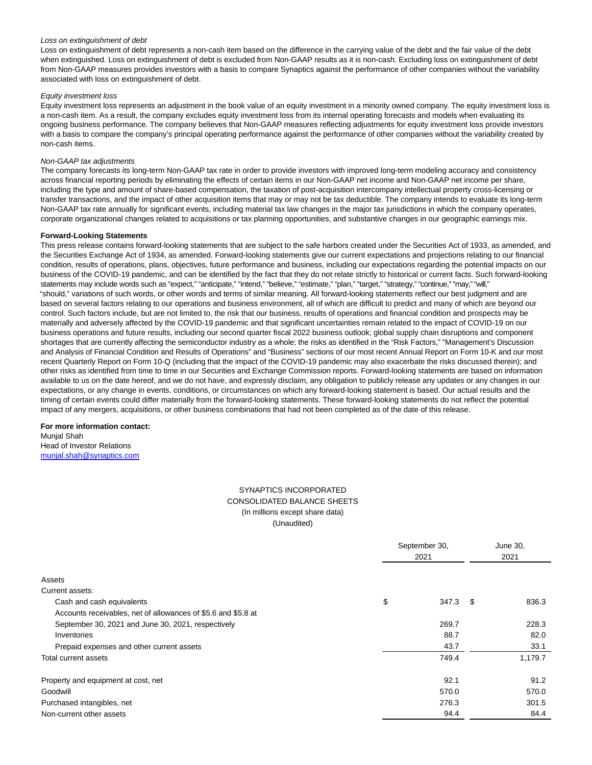*Loss on extinguishment of debt*
Loss on extinguishment of debt represents a non-cash item based on the difference in the carrying value of the debt and the fair value of the debt when extinguished. Loss on extinguishment of debt is excluded from Non-GAAP results as it is non-cash. Excluding loss on extinguishment of debt from Non-GAAP measures provides investors with a basis to compare Synaptics against the performance of other companies without the variability associated with loss on extinguishment of debt.

*Equity investment loss*
Equity investment loss represents an adjustment in the book value of an equity investment in a minority owned company. The equity investment loss is a non-cash item. As a result, the company excludes equity investment loss from its internal operating forecasts and models when evaluating its ongoing business performance. The company believes that Non-GAAP measures reflecting adjustments for equity investment loss provide investors with a basis to compare the company's principal operating performance against the performance of other companies without the variability created by non-cash items.

*Non-GAAP tax adjustments*
The company forecasts its long-term Non-GAAP tax rate in order to provide investors with improved long-term modeling accuracy and consistency across financial reporting periods by eliminating the effects of certain items in our Non-GAAP net income and Non-GAAP net income per share, including the type and amount of share-based compensation, the taxation of post-acquisition intercompany intellectual property cross-licensing or transfer transactions, and the impact of other acquisition items that may or may not be tax deductible. The company intends to evaluate its long-term Non-GAAP tax rate annually for significant events, including material tax law changes in the major tax jurisdictions in which the company operates, corporate organizational changes related to acquisitions or tax planning opportunities, and substantive changes in our geographic earnings mix.

**Forward-Looking Statements**
This press release contains forward-looking statements that are subject to the safe harbors created under the Securities Act of 1933, as amended, and the Securities Exchange Act of 1934, as amended. Forward-looking statements give our current expectations and projections relating to our financial condition, results of operations, plans, objectives, future performance and business, including our expectations regarding the potential impacts on our business of the COVID-19 pandemic, and can be identified by the fact that they do not relate strictly to historical or current facts. Such forward-looking statements may include words such as "expect," "anticipate," "intend," "believe," "estimate," "plan," "target," "strategy," "continue," "may," "will," "should," variations of such words, or other words and terms of similar meaning. All forward-looking statements reflect our best judgment and are based on several factors relating to our operations and business environment, all of which are difficult to predict and many of which are beyond our control. Such factors include, but are not limited to, the risk that our business, results of operations and financial condition and prospects may be materially and adversely affected by the COVID-19 pandemic and that significant uncertainties remain related to the impact of COVID-19 on our business operations and future results, including our second quarter fiscal 2022 business outlook; global supply chain disruptions and component shortages that are currently affecting the semiconductor industry as a whole; the risks as identified in the "Risk Factors," "Management's Discussion and Analysis of Financial Condition and Results of Operations" and "Business" sections of our most recent Annual Report on Form 10-K and our most recent Quarterly Report on Form 10-Q (including that the impact of the COVID-19 pandemic may also exacerbate the risks discussed therein); and other risks as identified from time to time in our Securities and Exchange Commission reports. Forward-looking statements are based on information available to us on the date hereof, and we do not have, and expressly disclaim, any obligation to publicly release any updates or any changes in our expectations, or any change in events, conditions, or circumstances on which any forward-looking statement is based. Our actual results and the timing of certain events could differ materially from the forward-looking statements. These forward-looking statements do not reflect the potential impact of any mergers, acquisitions, or other business combinations that had not been completed as of the date of this release.

**For more information contact:**
Munjal Shah
Head of Investor Relations
munjal.shah@synaptics.com

SYNAPTICS INCORPORATED
CONSOLIDATED BALANCE SHEETS
(In millions except share data)
(Unaudited)

| | September 30, 2021 | June 30, 2021 |
|---|---|---|
| Assets | | |
| Current assets: | | |
| Cash and cash equivalents | $ 347.3 | $ 836.3 |
| Accounts receivables, net of allowances of $5.6 and $5.8 at September 30, 2021 and June 30, 2021, respectively | 269.7 | 228.3 |
| Inventories | 88.7 | 82.0 |
| Prepaid expenses and other current assets | 43.7 | 33.1 |
| Total current assets | 749.4 | 1,179.7 |
| Property and equipment at cost, net | 92.1 | 91.2 |
| Goodwill | 570.0 | 570.0 |
| Purchased intangibles, net | 276.3 | 301.5 |
| Non-current other assets | 94.4 | 84.4 |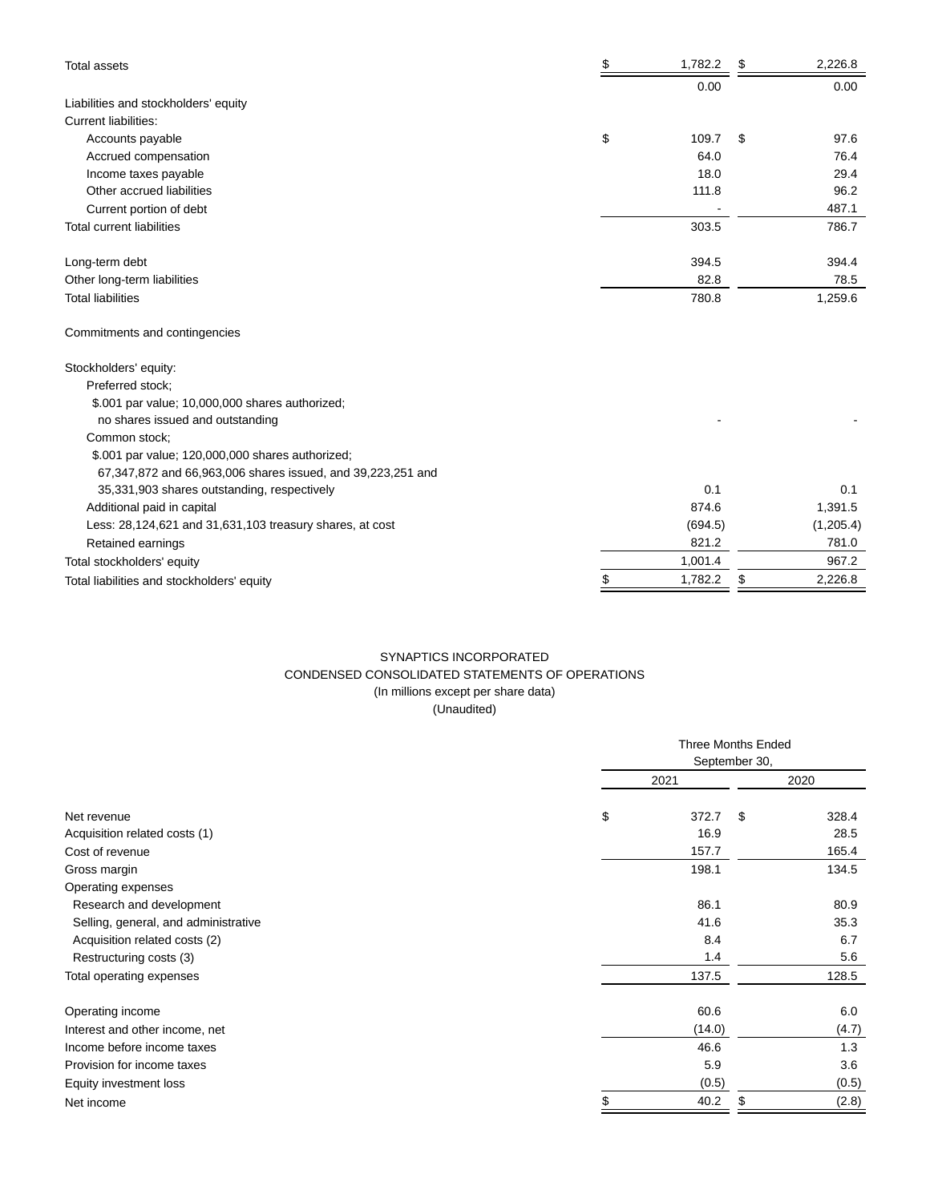| | | |
|---|---|---|
| Total assets | $ 1,782.2 | $ 2,226.8 |
| | 0.00 | 0.00 |
| Liabilities and stockholders' equity | | |
| Current liabilities: | | |
| Accounts payable | $ 109.7 | $ 97.6 |
| Accrued compensation | 64.0 | 76.4 |
| Income taxes payable | 18.0 | 29.4 |
| Other accrued liabilities | 111.8 | 96.2 |
| Current portion of debt | - | 487.1 |
| Total current liabilities | 303.5 | 786.7 |
| | | |
| Long-term debt | 394.5 | 394.4 |
| Other long-term liabilities | 82.8 | 78.5 |
| Total liabilities | 780.8 | 1,259.6 |
| | | |
| Commitments and contingencies | | |
| | | |
| Stockholders' equity: | | |
| Preferred stock; | | |
| $.001 par value; 10,000,000 shares authorized; | | |
| no shares issued and outstanding | - | - |
| Common stock; | | |
| $.001 par value; 120,000,000 shares authorized; | | |
| 67,347,872 and 66,963,006 shares issued, and 39,223,251 and | | |
| 35,331,903 shares outstanding, respectively | 0.1 | 0.1 |
| Additional paid in capital | 874.6 | 1,391.5 |
| Less: 28,124,621 and 31,631,103 treasury shares, at cost | (694.5) | (1,205.4) |
| Retained earnings | 821.2 | 781.0 |
| Total stockholders' equity | 1,001.4 | 967.2 |
| Total liabilities and stockholders' equity | $ 1,782.2 | $ 2,226.8 |

SYNAPTICS INCORPORATED

CONDENSED CONSOLIDATED STATEMENTS OF OPERATIONS

(In millions except per share data)

(Unaudited)

| | Three Months Ended September 30, | |
|---|---|---|
| | 2021 | 2020 |
| Net revenue | $ 372.7 | $ 328.4 |
| Acquisition related costs (1) | 16.9 | 28.5 |
| Cost of revenue | 157.7 | 165.4 |
| Gross margin | 198.1 | 134.5 |
| Operating expenses | | |
| Research and development | 86.1 | 80.9 |
| Selling, general, and administrative | 41.6 | 35.3 |
| Acquisition related costs (2) | 8.4 | 6.7 |
| Restructuring costs (3) | 1.4 | 5.6 |
| Total operating expenses | 137.5 | 128.5 |
| | | |
| Operating income | 60.6 | 6.0 |
| Interest and other income, net | (14.0) | (4.7) |
| Income before income taxes | 46.6 | 1.3 |
| Provision for income taxes | 5.9 | 3.6 |
| Equity investment loss | (0.5) | (0.5) |
| Net income | $ 40.2 | $ (2.8) |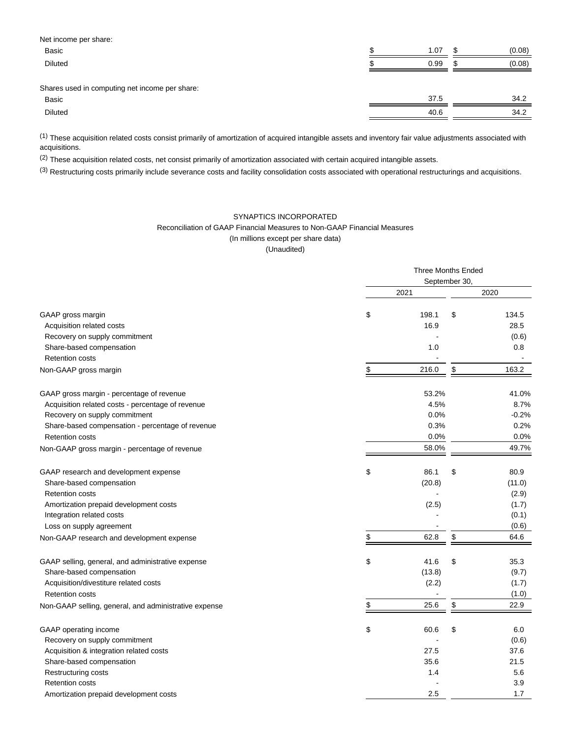| | | |
|---|---|---|
| Net income per share: | | |
| Basic | $ 1.07 | $ (0.08) |
| Diluted | $ 0.99 | $ (0.08) |
| | | |
| Shares used in computing net income per share: | | |
| Basic | 37.5 | 34.2 |
| Diluted | 40.6 | 34.2 |

(1) These acquisition related costs consist primarily of amortization of acquired intangible assets and inventory fair value adjustments associated with acquisitions.

(2) These acquisition related costs, net consist primarily of amortization associated with certain acquired intangible assets.

(3) Restructuring costs primarily include severance costs and facility consolidation costs associated with operational restructurings and acquisitions.

SYNAPTICS INCORPORATED
Reconciliation of GAAP Financial Measures to Non-GAAP Financial Measures
(In millions except per share data)
(Unaudited)

| | Three Months Ended September 30, | |
|---|---|---|
| | 2021 | 2020 |
| GAAP gross margin | $ 198.1 | $ 134.5 |
| Acquisition related costs | 16.9 | 28.5 |
| Recovery on supply commitment | - | (0.6) |
| Share-based compensation | 1.0 | 0.8 |
| Retention costs | - | - |
| Non-GAAP gross margin | $ 216.0 | $ 163.2 |
| | | |
| GAAP gross margin - percentage of revenue | 53.2% | 41.0% |
| Acquisition related costs - percentage of revenue | 4.5% | 8.7% |
| Recovery on supply commitment | 0.0% | -0.2% |
| Share-based compensation - percentage of revenue | 0.3% | 0.2% |
| Retention costs | 0.0% | 0.0% |
| Non-GAAP gross margin - percentage of revenue | 58.0% | 49.7% |
| | | |
| GAAP research and development expense | $ 86.1 | $ 80.9 |
| Share-based compensation | (20.8) | (11.0) |
| Retention costs | - | (2.9) |
| Amortization prepaid development costs | (2.5) | (1.7) |
| Integration related costs | - | (0.1) |
| Loss on supply agreement | - | (0.6) |
| Non-GAAP research and development expense | $ 62.8 | $ 64.6 |
| | | |
| GAAP selling, general, and administrative expense | $ 41.6 | $ 35.3 |
| Share-based compensation | (13.8) | (9.7) |
| Acquisition/divestiture related costs | (2.2) | (1.7) |
| Retention costs | - | (1.0) |
| Non-GAAP selling, general, and administrative expense | $ 25.6 | $ 22.9 |
| | | |
| GAAP operating income | $ 60.6 | $ 6.0 |
| Recovery on supply commitment | - | (0.6) |
| Acquisition & integration related costs | 27.5 | 37.6 |
| Share-based compensation | 35.6 | 21.5 |
| Restructuring costs | 1.4 | 5.6 |
| Retention costs | - | 3.9 |
| Amortization prepaid development costs | 2.5 | 1.7 |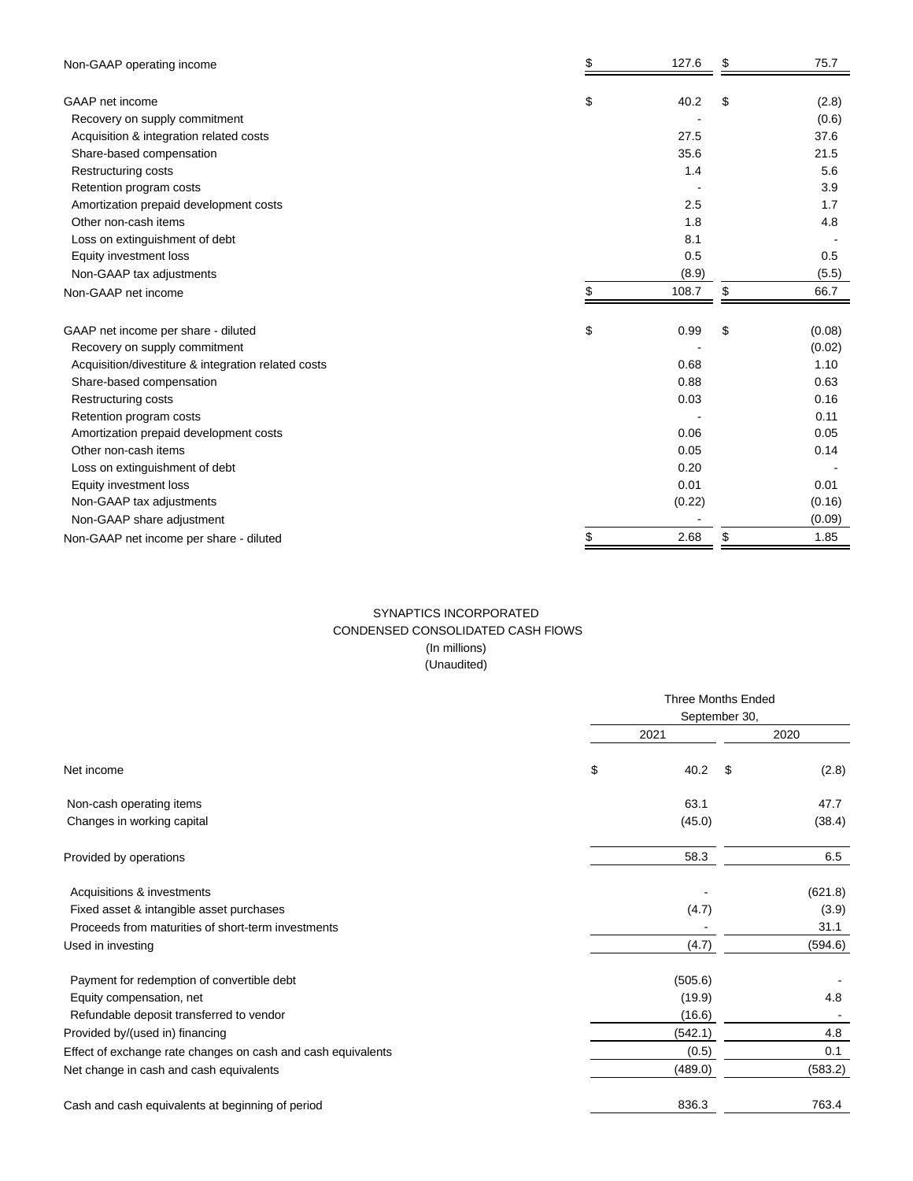| | | |
|---|---|---|
| Non-GAAP operating income | $ 127.6 | $ 75.7 |
| | | |
| GAAP net income | $ 40.2 | $ (2.8) |
| Recovery on supply commitment | - | (0.6) |
| Acquisition & integration related costs | 27.5 | 37.6 |
| Share-based compensation | 35.6 | 21.5 |
| Restructuring costs | 1.4 | 5.6 |
| Retention program costs | - | 3.9 |
| Amortization prepaid development costs | 2.5 | 1.7 |
| Other non-cash items | 1.8 | 4.8 |
| Loss on extinguishment of debt | 8.1 | - |
| Equity investment loss | 0.5 | 0.5 |
| Non-GAAP tax adjustments | (8.9) | (5.5) |
| Non-GAAP net income | $ 108.7 | $ 66.7 |
| | | |
| GAAP net income per share - diluted | $ 0.99 | $ (0.08) |
| Recovery on supply commitment | - | (0.02) |
| Acquisition/divestiture & integration related costs | 0.68 | 1.10 |
| Share-based compensation | 0.88 | 0.63 |
| Restructuring costs | 0.03 | 0.16 |
| Retention program costs | - | 0.11 |
| Amortization prepaid development costs | 0.06 | 0.05 |
| Other non-cash items | 0.05 | 0.14 |
| Loss on extinguishment of debt | 0.20 | - |
| Equity investment loss | 0.01 | 0.01 |
| Non-GAAP tax adjustments | (0.22) | (0.16) |
| Non-GAAP share adjustment | - | (0.09) |
| Non-GAAP net income per share - diluted | $ 2.68 | $ 1.85 |

SYNAPTICS INCORPORATED
CONDENSED CONSOLIDATED CASH FlOWS
(In millions)
(Unaudited)

| | Three Months Ended September 30, | |
|---|---|---|
| | 2021 | 2020 |
| Net income | $ 40.2 | $ (2.8) |
| Non-cash operating items | 63.1 | 47.7 |
| Changes in working capital | (45.0) | (38.4) |
| Provided by operations | 58.3 | 6.5 |
| Acquisitions & investments | - | (621.8) |
| Fixed asset & intangible asset purchases | (4.7) | (3.9) |
| Proceeds from maturities of short-term investments | - | 31.1 |
| Used in investing | (4.7) | (594.6) |
| Payment for redemption of convertible debt | (505.6) | - |
| Equity compensation, net | (19.9) | 4.8 |
| Refundable deposit transferred to vendor | (16.6) | - |
| Provided by/(used in) financing | (542.1) | 4.8 |
| Effect of exchange rate changes on cash and cash equivalents | (0.5) | 0.1 |
| Net change in cash and cash equivalents | (489.0) | (583.2) |
| Cash and cash equivalents at beginning of period | 836.3 | 763.4 |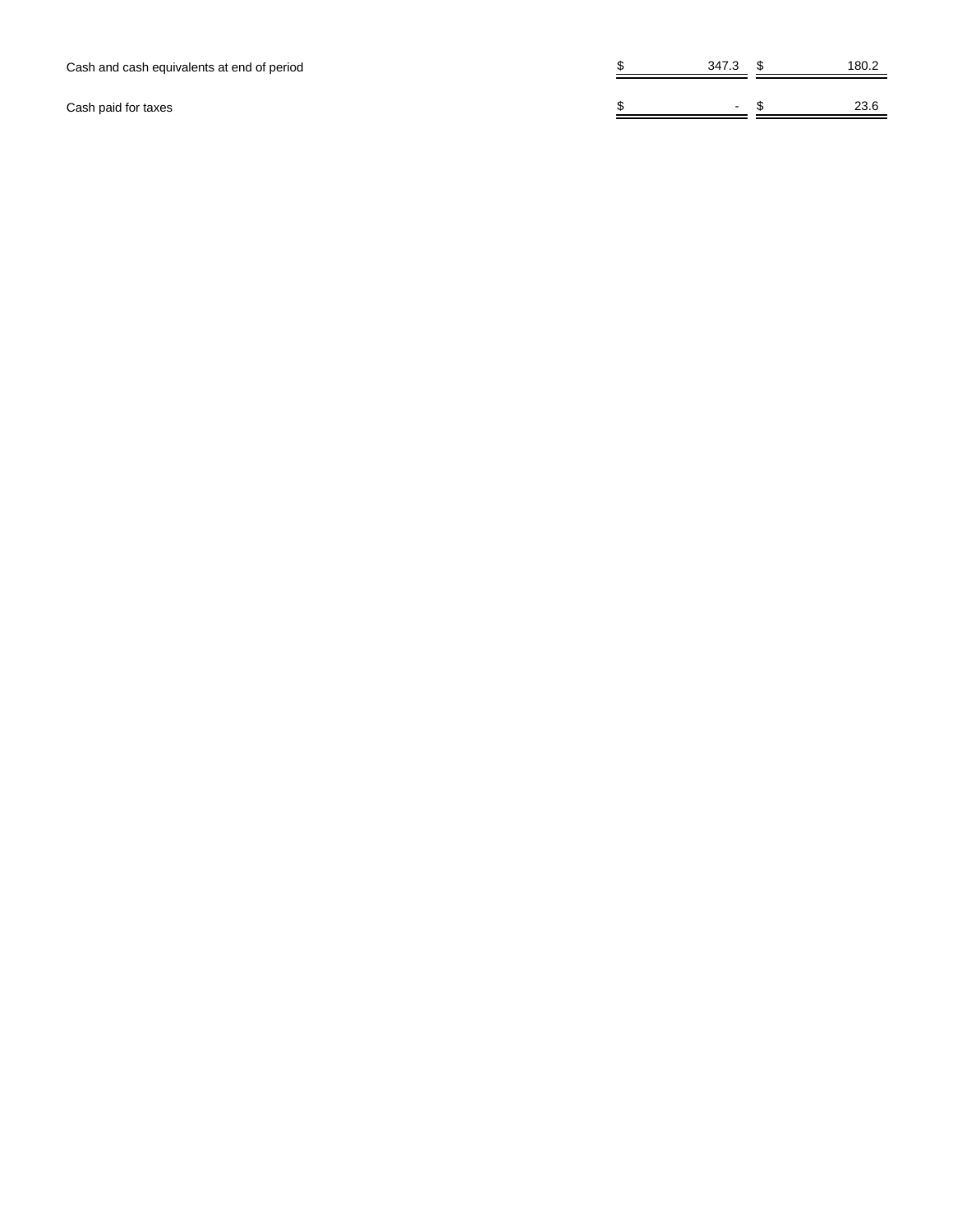| | | |
|---|---|---|
| Cash and cash equivalents at end of period | $ 347.3 | $ 180.2 |
| Cash paid for taxes | $ - | $ 23.6 |